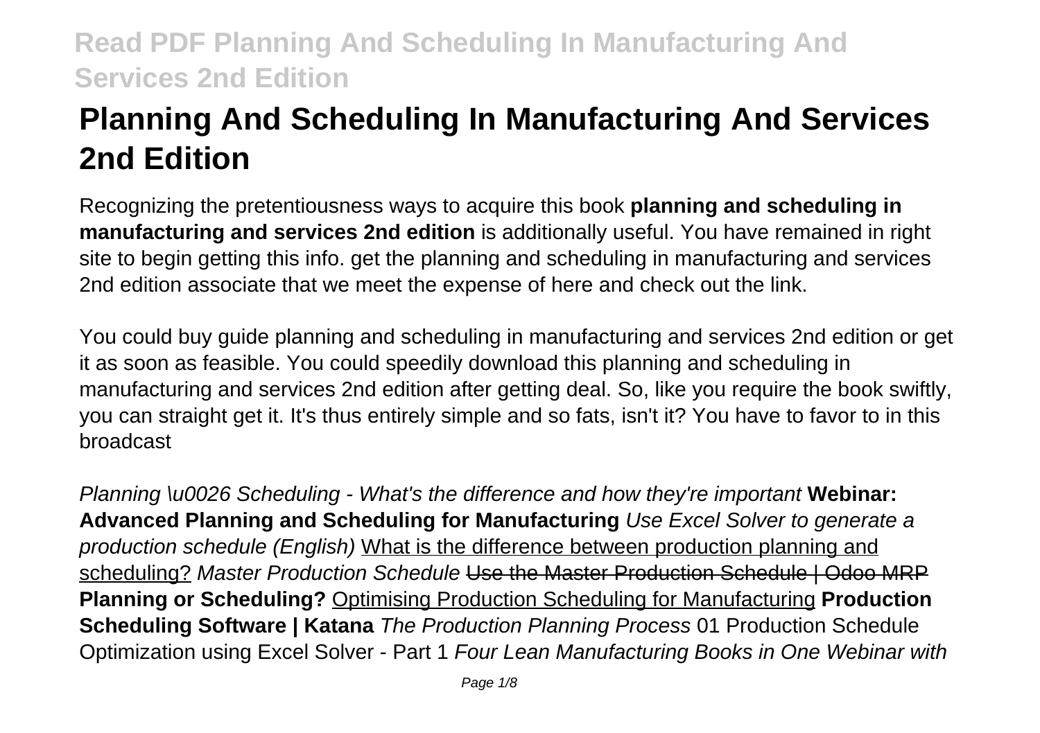# Planning And Scheduling In Manufacturing And Services 2nd Edition

Recognizing the pretentiousness ways to acquire this book **planning and scheduling in manufacturing and services 2nd edition** is additionally useful. You have remained in right site to begin getting this info. get the planning and scheduling in manufacturing and services 2nd edition associate that we meet the expense of here and check out the link.

You could buy guide planning and scheduling in manufacturing and services 2nd edition or get it as soon as feasible. You could speedily download this planning and scheduling in manufacturing and services 2nd edition after getting deal. So, like you require the book swiftly, you can straight get it. It's thus entirely simple and so fats, isn't it? You have to favor to in this broadcast

*Planning \u0026 Scheduling - What's the difference and how they're important* **Webinar: Advanced Planning and Scheduling for Manufacturing** *Use Excel Solver to generate a production schedule (English)* What is the difference between production planning and scheduling? *Master Production Schedule* ~~Use the Master Production Schedule | Odoo MRP~~ **Planning or Scheduling?** Optimising Production Scheduling for Manufacturing **Production Scheduling Software | Katana** *The Production Planning Process* 01 Production Schedule Optimization using Excel Solver - Part 1 *Four Lean Manufacturing Books in One Webinar with*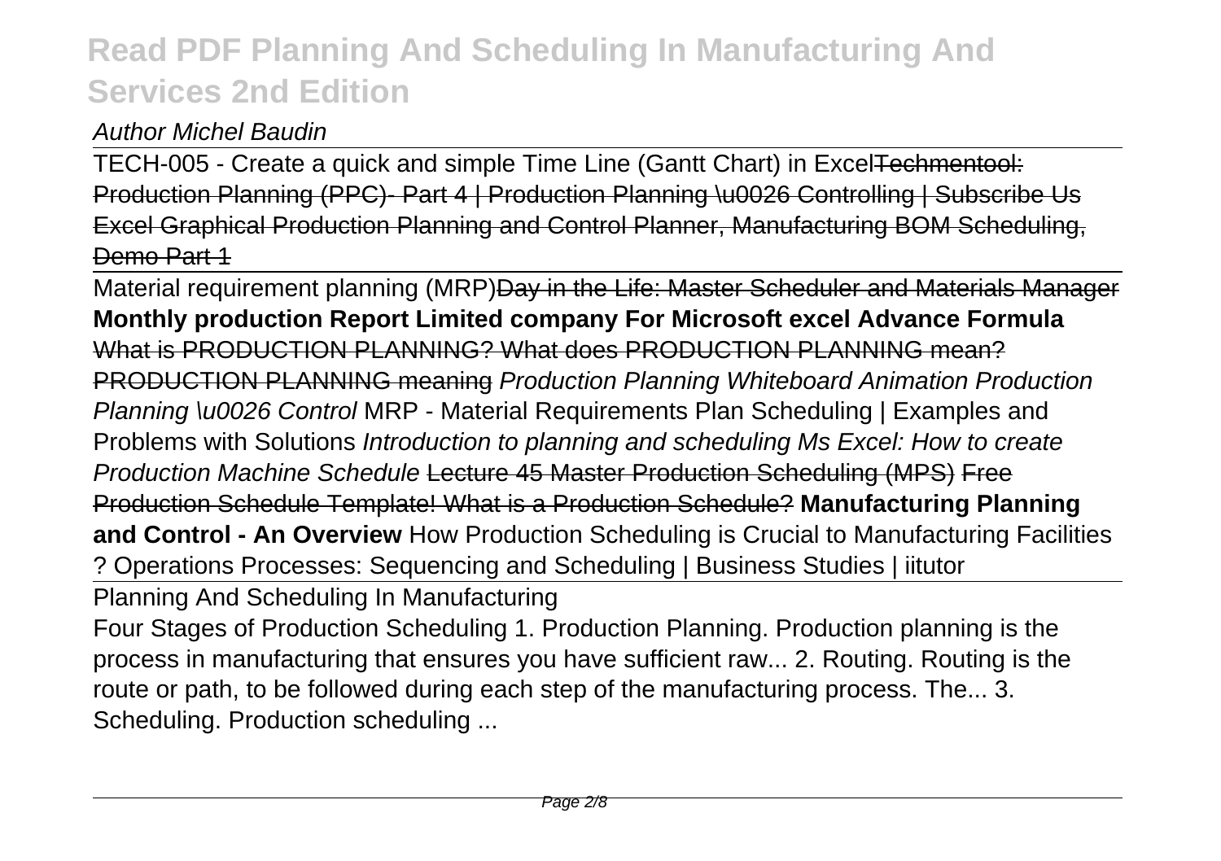*Author Michel Baudin*

TECH-005 - Create a quick and simple Time Line (Gantt Chart) in Excel~~Techmentool: Production Planning (PPC)- Part 4 | Production Planning \u0026 Controlling | Subscribe Us~~ ~~Excel Graphical Production Planning and Control Planner, Manufacturing BOM Scheduling, Demo Part 1~~

Material requirement planning (MRP)~~Day in the Life: Master Scheduler and Materials Manager~~ **Monthly production Report Limited company For Microsoft excel Advance Formula** ~~What is PRODUCTION PLANNING? What does PRODUCTION PLANNING mean? PRODUCTION PLANNING meaning~~ *Production Planning Whiteboard Animation Production Planning \u0026 Control* MRP - Material Requirements Plan Scheduling | Examples and Problems with Solutions *Introduction to planning and scheduling Ms Excel: How to create Production Machine Schedule* ~~Lecture 45 Master Production Scheduling (MPS)~~ ~~Free Production Schedule Template! What is a Production Schedule?~~ **Manufacturing Planning and Control - An Overview** How Production Scheduling is Crucial to Manufacturing Facilities ? Operations Processes: Sequencing and Scheduling | Business Studies | iitutor

## Planning And Scheduling In Manufacturing

Four Stages of Production Scheduling 1. Production Planning. Production planning is the process in manufacturing that ensures you have sufficient raw... 2. Routing. Routing is the route or path, to be followed during each step of the manufacturing process. The... 3. Scheduling. Production scheduling ...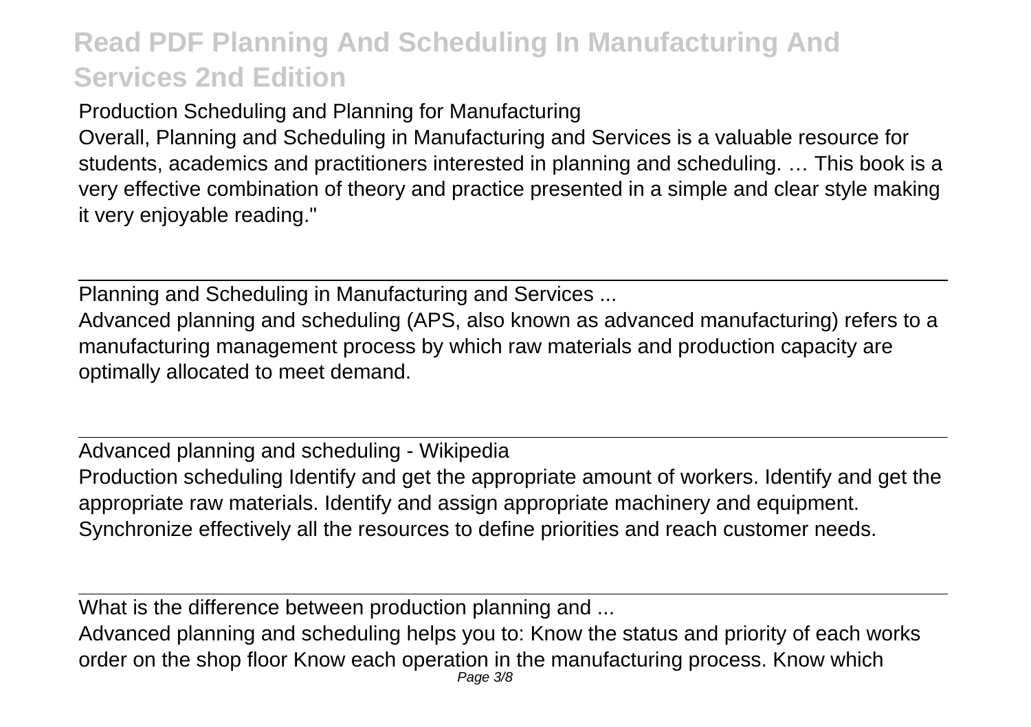Production Scheduling and Planning for Manufacturing

Overall, Planning and Scheduling in Manufacturing and Services is a valuable resource for students, academics and practitioners interested in planning and scheduling. … This book is a very effective combination of theory and practice presented in a simple and clear style making it very enjoyable reading."

---

Planning and Scheduling in Manufacturing and Services ...

Advanced planning and scheduling (APS, also known as advanced manufacturing) refers to a manufacturing management process by which raw materials and production capacity are optimally allocated to meet demand.

---

Advanced planning and scheduling - Wikipedia

Production scheduling Identify and get the appropriate amount of workers. Identify and get the appropriate raw materials. Identify and assign appropriate machinery and equipment. Synchronize effectively all the resources to define priorities and reach customer needs.

---

What is the difference between production planning and ...

Advanced planning and scheduling helps you to: Know the status and priority of each works order on the shop floor Know each operation in the manufacturing process. Know which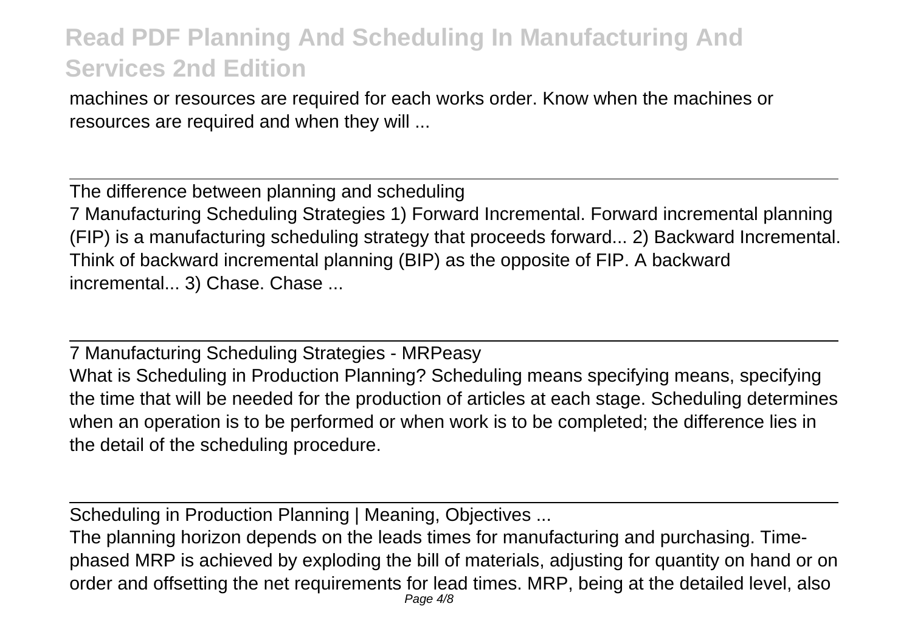machines or resources are required for each works order. Know when the machines or resources are required and when they will ...

The difference between planning and scheduling

7 Manufacturing Scheduling Strategies 1) Forward Incremental. Forward incremental planning (FIP) is a manufacturing scheduling strategy that proceeds forward... 2) Backward Incremental. Think of backward incremental planning (BIP) as the opposite of FIP. A backward incremental... 3) Chase. Chase ...

7 Manufacturing Scheduling Strategies - MRPeasy

What is Scheduling in Production Planning? Scheduling means specifying means, specifying the time that will be needed for the production of articles at each stage. Scheduling determines when an operation is to be performed or when work is to be completed; the difference lies in the detail of the scheduling procedure.

Scheduling in Production Planning | Meaning, Objectives ...

The planning horizon depends on the leads times for manufacturing and purchasing. Time-phased MRP is achieved by exploding the bill of materials, adjusting for quantity on hand or on order and offsetting the net requirements for lead times. MRP, being at the detailed level, also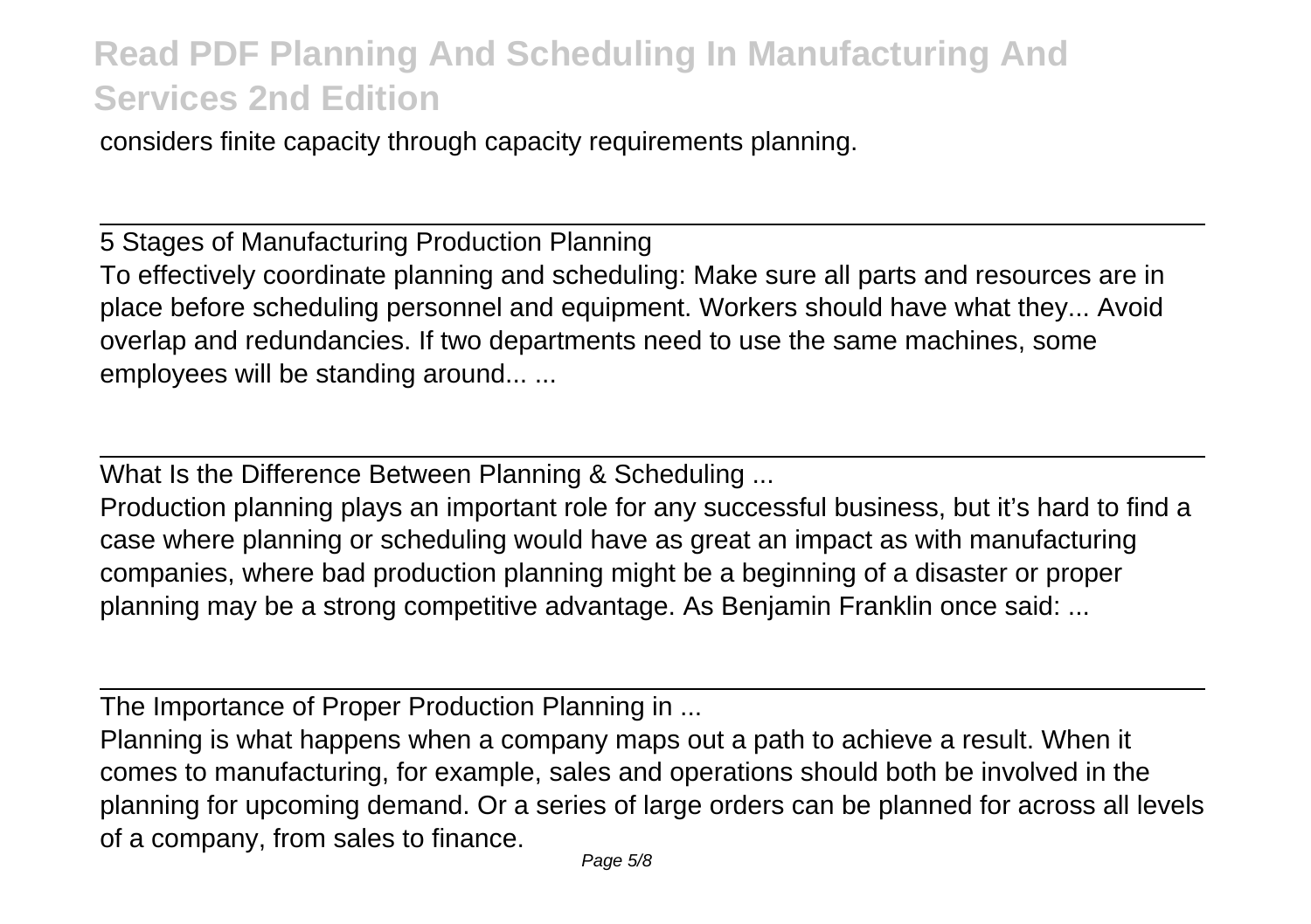considers finite capacity through capacity requirements planning.

---

5 Stages of Manufacturing Production Planning

To effectively coordinate planning and scheduling: Make sure all parts and resources are in place before scheduling personnel and equipment. Workers should have what they... Avoid overlap and redundancies. If two departments need to use the same machines, some employees will be standing around... ...

---

What Is the Difference Between Planning & Scheduling ...

Production planning plays an important role for any successful business, but it's hard to find a case where planning or scheduling would have as great an impact as with manufacturing companies, where bad production planning might be a beginning of a disaster or proper planning may be a strong competitive advantage. As Benjamin Franklin once said: ...

---

The Importance of Proper Production Planning in ...

Planning is what happens when a company maps out a path to achieve a result. When it comes to manufacturing, for example, sales and operations should both be involved in the planning for upcoming demand. Or a series of large orders can be planned for across all levels of a company, from sales to finance.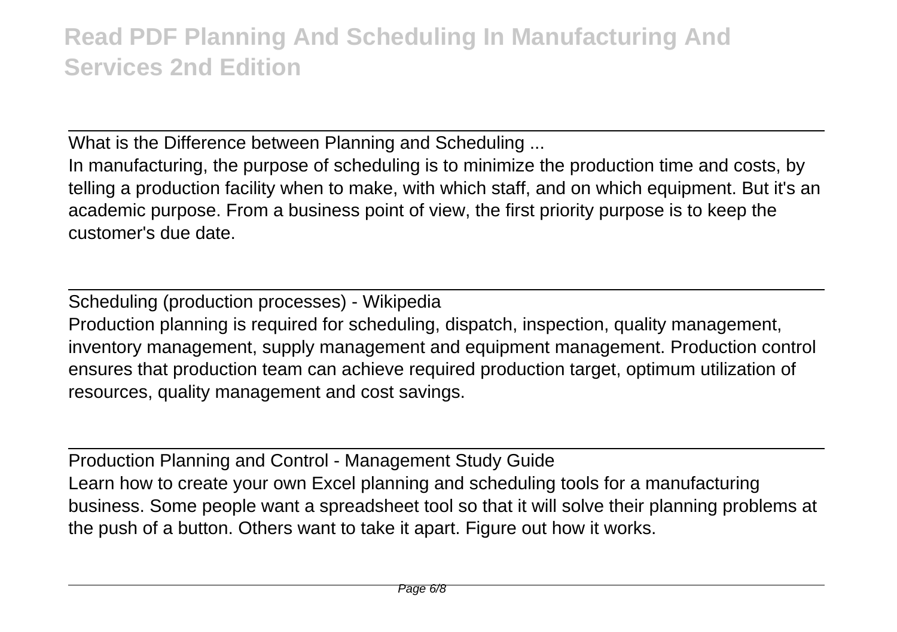## What is the Difference between Planning and Scheduling ...

In manufacturing, the purpose of scheduling is to minimize the production time and costs, by telling a production facility when to make, with which staff, and on which equipment. But it's an academic purpose. From a business point of view, the first priority purpose is to keep the customer's due date.

## Scheduling (production processes) - Wikipedia

Production planning is required for scheduling, dispatch, inspection, quality management, inventory management, supply management and equipment management. Production control ensures that production team can achieve required production target, optimum utilization of resources, quality management and cost savings.

## Production Planning and Control - Management Study Guide

Learn how to create your own Excel planning and scheduling tools for a manufacturing business. Some people want a spreadsheet tool so that it will solve their planning problems at the push of a button. Others want to take it apart. Figure out how it works.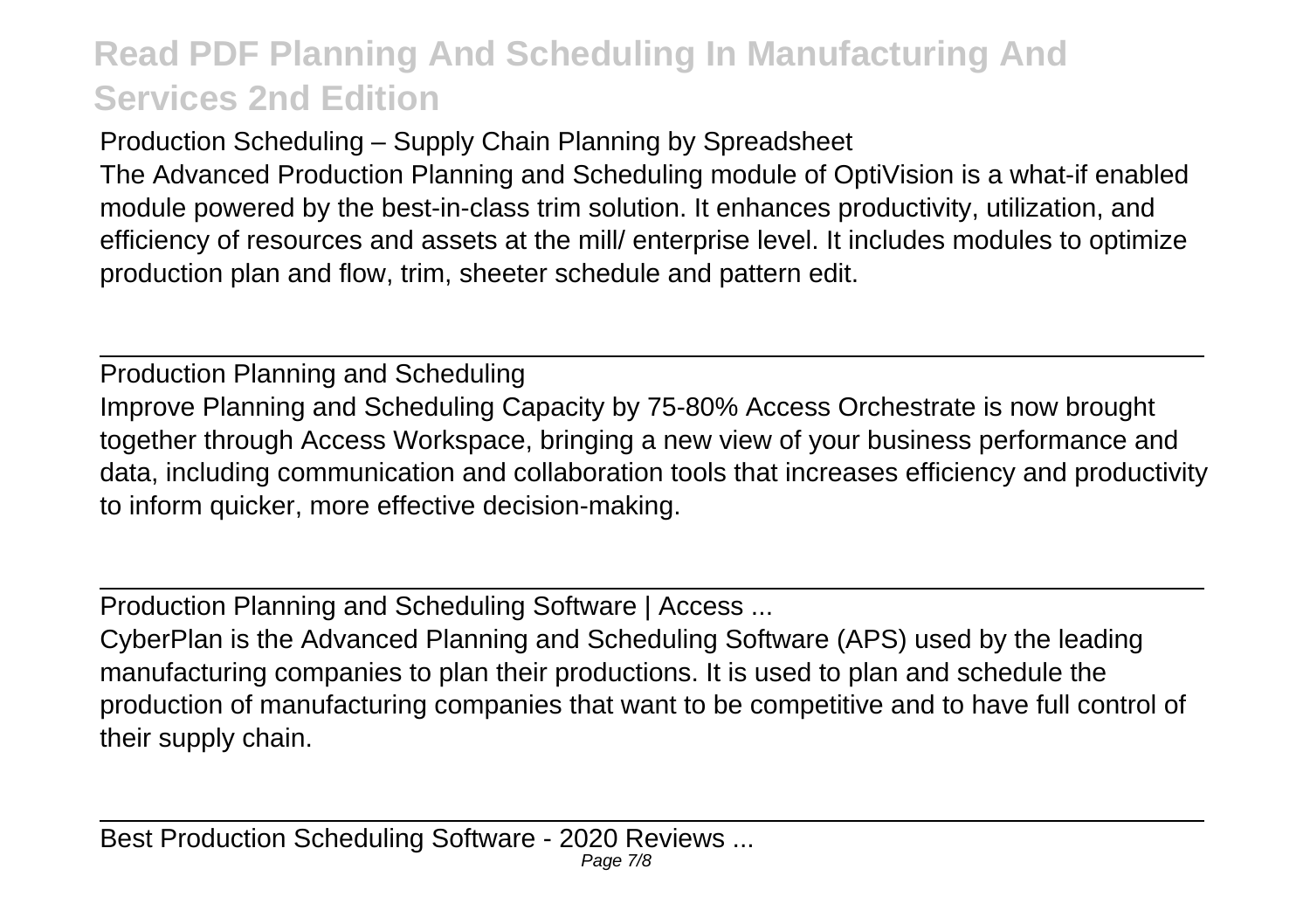Production Scheduling – Supply Chain Planning by Spreadsheet

The Advanced Production Planning and Scheduling module of OptiVision is a what-if enabled module powered by the best-in-class trim solution. It enhances productivity, utilization, and efficiency of resources and assets at the mill/ enterprise level. It includes modules to optimize production plan and flow, trim, sheeter schedule and pattern edit.

---

Production Planning and Scheduling

Improve Planning and Scheduling Capacity by 75-80% Access Orchestrate is now brought together through Access Workspace, bringing a new view of your business performance and data, including communication and collaboration tools that increases efficiency and productivity to inform quicker, more effective decision-making.

---

Production Planning and Scheduling Software | Access ...

CyberPlan is the Advanced Planning and Scheduling Software (APS) used by the leading manufacturing companies to plan their productions. It is used to plan and schedule the production of manufacturing companies that want to be competitive and to have full control of their supply chain.

---

Best Production Scheduling Software - 2020 Reviews ...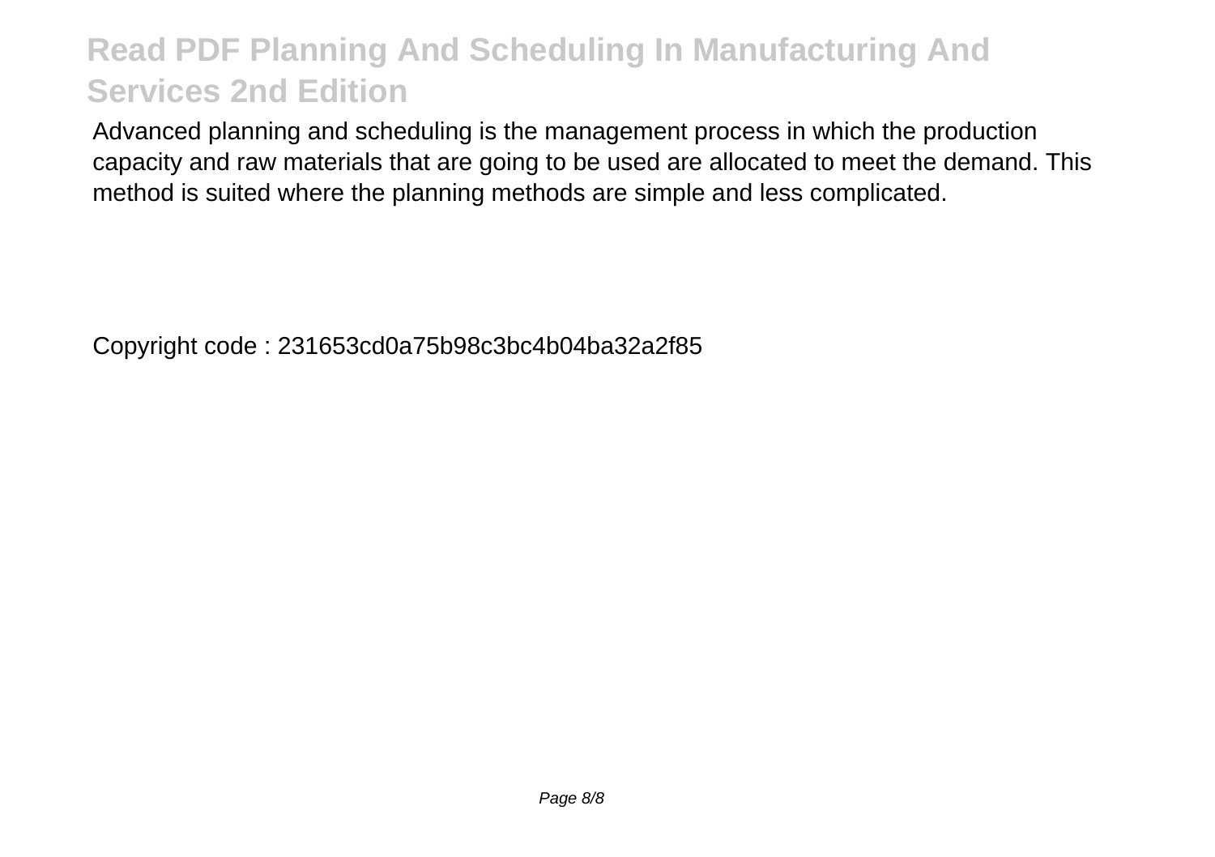Advanced planning and scheduling is the management process in which the production capacity and raw materials that are going to be used are allocated to meet the demand. This method is suited where the planning methods are simple and less complicated.

Copyright code : 231653cd0a75b98c3bc4b04ba32a2f85